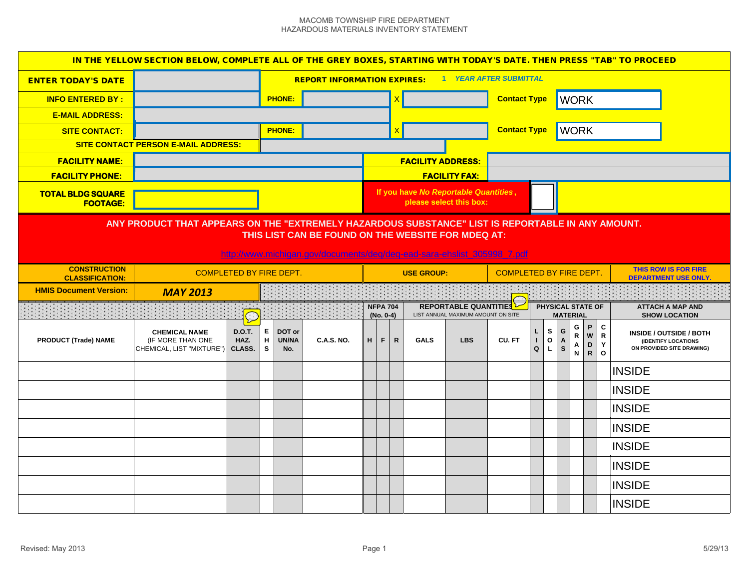MACOMB TOWNSHIP FIRE DEPARTMENT
HAZARDOUS MATERIALS INVENTORY STATEMENT

**IN THE YELLOW SECTION BELOW, COMPLETE ALL OF THE GREY BOXES, STARTING WITH TODAY'S DATE. THEN PRESS "TAB" TO PROCEED**

| | | | | | |
|---|---|---|---|---|---|
| **ENTER TODAY'S DATE** | | **REPORT INFORMATION EXPIRES:** | *1 YEAR AFTER SUBMITTAL* | | |
| **INFO ENTERED BY :** | | **PHONE:** | X | **Contact Type** | WORK |
| **E-MAIL ADDRESS:** | | | | | |
| **SITE CONTACT:** | | **PHONE:** | X | **Contact Type** | WORK |
| **SITE CONTACT PERSON E-MAIL ADDRESS:** | | | | | |
| **FACILITY NAME:** | | **FACILITY ADDRESS:** | | | |
| **FACILITY PHONE:** | | **FACILITY FAX:** | | | |
| **TOTAL BLDG SQUARE FOOTAGE:** | | If you have *No Reportable Quantities*, please select this box: | ☐ | | |

**ANY PRODUCT THAT APPEARS ON THE "EXTREMELY HAZARDOUS SUBSTANCE" LIST IS REPORTABLE IN ANY AMOUNT. THIS LIST CAN BE FOUND ON THE WEBSITE FOR MDEQ AT:**

http://www.michigan.gov/documents/deq/deq-ead-sara-ehslist_305998_7.pdf

| | | | | |
|---|---|---|---|---|
| **CONSTRUCTION CLASSIFICATION:** | COMPLETED BY FIRE DEPT. | **USE GROUP:** | COMPLETED BY FIRE DEPT. | **THIS ROW IS FOR FIRE DEPARTMENT USE ONLY.** |
| **HMIS Document Version:** | ***MAY 2013*** | | | |

| | | | | | | NFPA 704 (No. 0-4) | | | REPORTABLE QUANTITIES LIST ANNUAL MAXIMUM AMOUNT ON SITE | | | PHYSICAL STATE OF MATERIAL | | | | | | ATTACH A MAP AND SHOW LOCATION |
|---|---|---|---|---|---|---|---|---|---|---|---|---|---|---|---|---|---|---|
| **PRODUCT (Trade) NAME** | **CHEMICAL NAME** (IF MORE THAN ONE CHEMICAL, LIST "MIXTURE") | **D.O.T. HAZ. CLASS.** | **EHS** | **DOT or UN/NA No.** | **C.A.S. NO.** | **H** | **F** | **R** | **GALS** | **LBS** | **CU. FT** | **LIQ** | **SOL** | **GAS** | **GRAN** | **PWDR** | **CRYO** | **INSIDE / OUTSIDE / BOTH** (IDENTIFY LOCATIONS ON PROVIDED SITE DRAWING) |
| | | | | | | | | | | | | | | | | | | INSIDE |
| | | | | | | | | | | | | | | | | | | INSIDE |
| | | | | | | | | | | | | | | | | | | INSIDE |
| | | | | | | | | | | | | | | | | | | INSIDE |
| | | | | | | | | | | | | | | | | | | INSIDE |
| | | | | | | | | | | | | | | | | | | INSIDE |
| | | | | | | | | | | | | | | | | | | INSIDE |
| | | | | | | | | | | | | | | | | | | INSIDE |

Revised: May 2013 5/29/13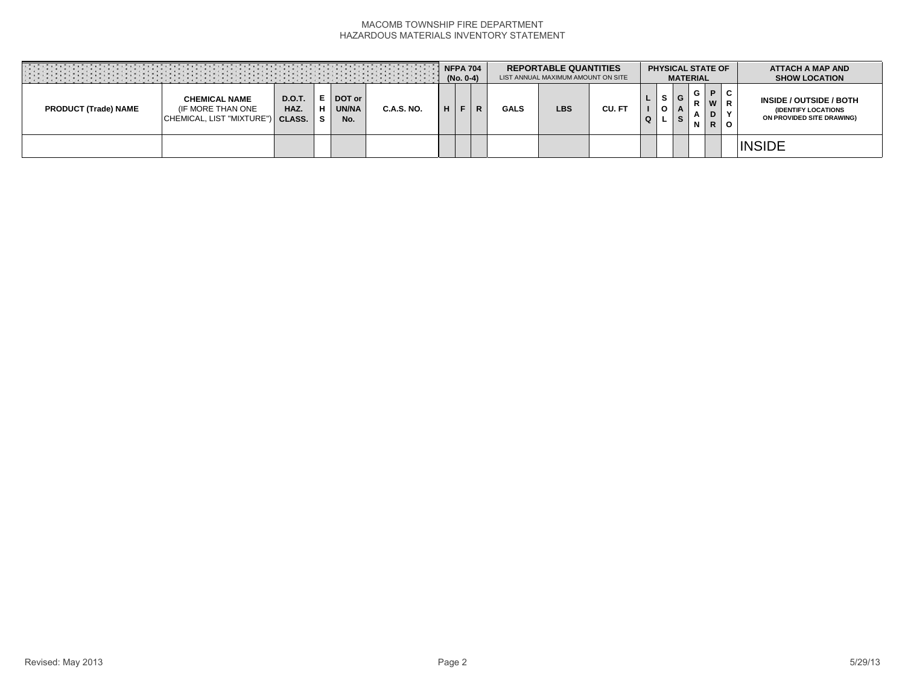MACOMB TOWNSHIP FIRE DEPARTMENT
HAZARDOUS MATERIALS INVENTORY STATEMENT

| | | | | | | NFPA 704 (No. 0-4) | | | REPORTABLE QUANTITIES LIST ANNUAL MAXIMUM AMOUNT ON SITE | | | PHYSICAL STATE OF MATERIAL | | | | | | ATTACH A MAP AND SHOW LOCATION |
|---|---|---|---|---|---|---|---|---|---|---|---|---|---|---|---|---|---|---|
| **PRODUCT (Trade) NAME** | **CHEMICAL NAME** (IF MORE THAN ONE CHEMICAL, LIST "MIXTURE") | **D.O.T. HAZ. CLASS.** | **EHS** | **DOT or UN/NA No.** | **C.A.S. NO.** | **H** | **F** | **R** | **GALS** | **LBS** | **CU. FT** | **LIQ** | **SOL** | **GAS** | **GRAN** | **PWDR** | **CRYO** | **INSIDE / OUTSIDE / BOTH** (IDENTIFY LOCATIONS ON PROVIDED SITE DRAWING) |
| | | | | | | | | | | | | | | | | | | INSIDE |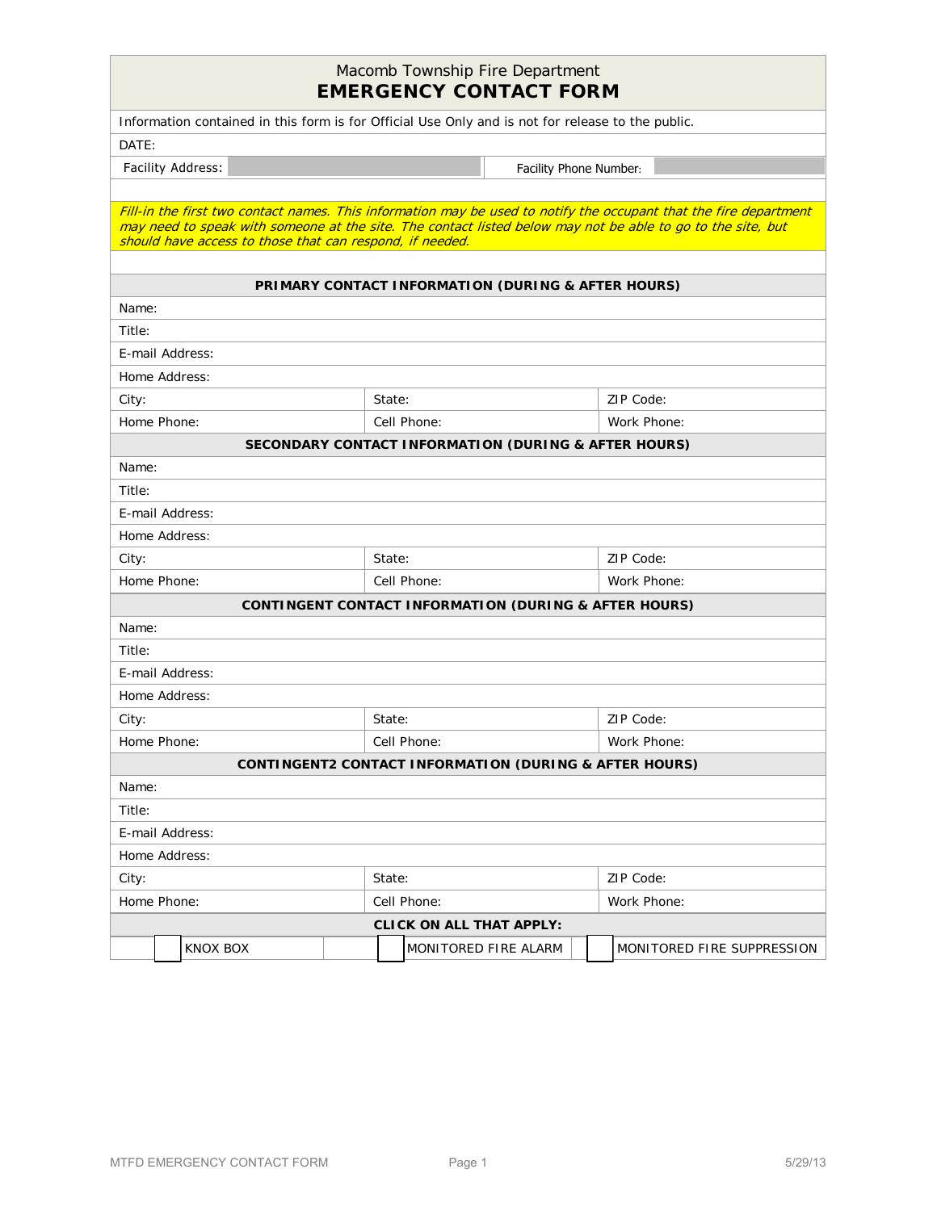Macomb Township Fire Department

# EMERGENCY CONTACT FORM

Information contained in this form is for Official Use Only and is not for release to the public.

DATE:

| Facility Address: | Facility Phone Number: |
|---|---|

*Fill-in the first two contact names. This information may be used to notify the occupant that the fire department may need to speak with someone at the site. The contact listed below may not be able to go to the site, but should have access to those that can respond, if needed.*

| PRIMARY CONTACT INFORMATION (DURING & AFTER HOURS) | | |
|---|---|---|
| Name: | | |
| Title: | | |
| E-mail Address: | | |
| Home Address: | | |
| City: | State: | ZIP Code: |
| Home Phone: | Cell Phone: | Work Phone: |

| SECONDARY CONTACT INFORMATION (DURING & AFTER HOURS) | | |
|---|---|---|
| Name: | | |
| Title: | | |
| E-mail Address: | | |
| Home Address: | | |
| City: | State: | ZIP Code: |
| Home Phone: | Cell Phone: | Work Phone: |

| CONTINGENT CONTACT INFORMATION (DURING & AFTER HOURS) | | |
|---|---|---|
| Name: | | |
| Title: | | |
| E-mail Address: | | |
| Home Address: | | |
| City: | State: | ZIP Code: |
| Home Phone: | Cell Phone: | Work Phone: |

| CONTINGENT2 CONTACT INFORMATION (DURING & AFTER HOURS) | | |
|---|---|---|
| Name: | | |
| Title: | | |
| E-mail Address: | | |
| Home Address: | | |
| City: | State: | ZIP Code: |
| Home Phone: | Cell Phone: | Work Phone: |

**CLICK ON ALL THAT APPLY:**

- ☐ KNOX BOX
- ☐ MONITORED FIRE ALARM
- ☐ MONITORED FIRE SUPPRESSION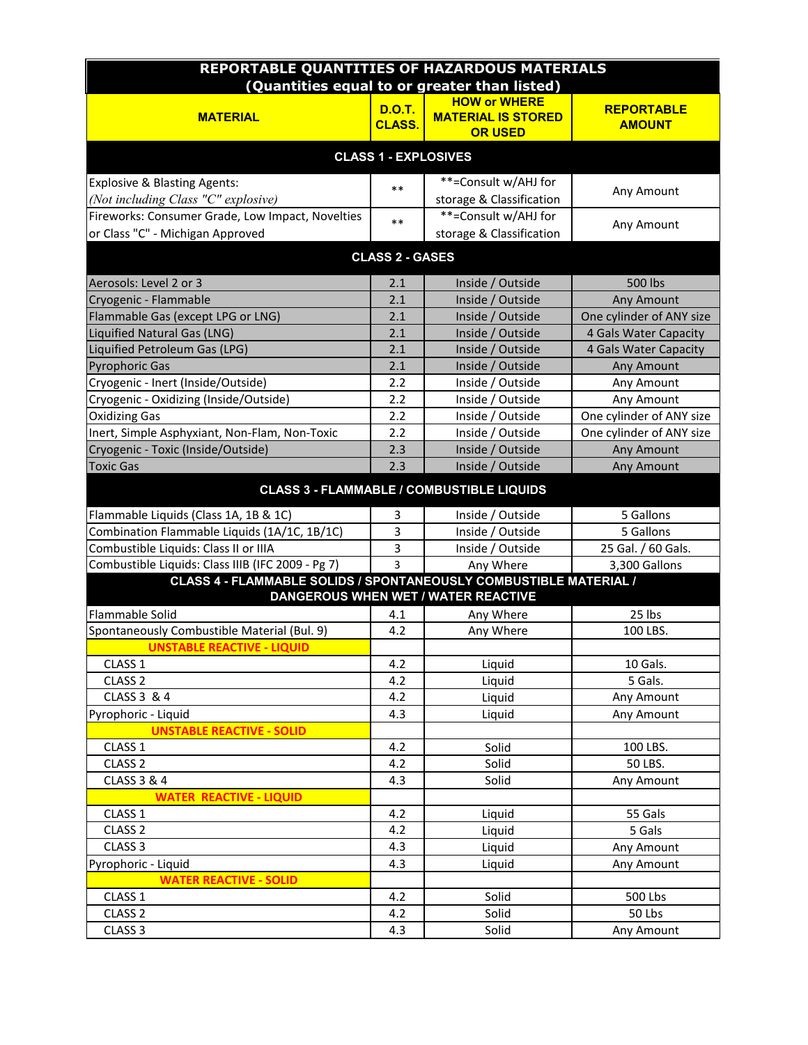| REPORTABLE QUANTITIES OF HAZARDOUS MATERIALS (Quantities equal to or greater than listed) | | | |
|---|---|---|---|
| **MATERIAL** | **D.O.T. CLASS.** | **HOW or WHERE MATERIAL IS STORED OR USED** | **REPORTABLE AMOUNT** |
| **CLASS 1 - EXPLOSIVES** | | | |
| Explosive & Blasting Agents: *(Not including Class "C" explosive)* | ** | **=Consult w/AHJ for storage & Classification | Any Amount |
| Fireworks: Consumer Grade, Low Impact, Novelties or Class "C" - Michigan Approved | ** | **=Consult w/AHJ for storage & Classification | Any Amount |
| **CLASS 2 - GASES** | | | |
| Aerosols: Level 2 or 3 | 2.1 | Inside / Outside | 500 lbs |
| Cryogenic - Flammable | 2.1 | Inside / Outside | Any Amount |
| Flammable Gas (except LPG or LNG) | 2.1 | Inside / Outside | One cylinder of ANY size |
| Liquified Natural Gas (LNG) | 2.1 | Inside / Outside | 4 Gals Water Capacity |
| Liquified Petroleum Gas (LPG) | 2.1 | Inside / Outside | 4 Gals Water Capacity |
| Pyrophoric Gas | 2.1 | Inside / Outside | Any Amount |
| Cryogenic - Inert (Inside/Outside) | 2.2 | Inside / Outside | Any Amount |
| Cryogenic - Oxidizing (Inside/Outside) | 2.2 | Inside / Outside | Any Amount |
| Oxidizing Gas | 2.2 | Inside / Outside | One cylinder of ANY size |
| Inert, Simple Asphyxiant, Non-Flam, Non-Toxic | 2.2 | Inside / Outside | One cylinder of ANY size |
| Cryogenic - Toxic (Inside/Outside) | 2.3 | Inside / Outside | Any Amount |
| Toxic Gas | 2.3 | Inside / Outside | Any Amount |
| **CLASS 3 - FLAMMABLE / COMBUSTIBLE LIQUIDS** | | | |
| Flammable Liquids (Class 1A, 1B & 1C) | 3 | Inside / Outside | 5 Gallons |
| Combination Flammable Liquids (1A/1C, 1B/1C) | 3 | Inside / Outside | 5 Gallons |
| Combustible Liquids: Class II or IIIA | 3 | Inside / Outside | 25 Gal. / 60 Gals. |
| Combustible Liquids: Class IIIB (IFC 2009 - Pg 7) | 3 | Any Where | 3,300 Gallons |
| **CLASS 4 - FLAMMABLE SOLIDS / SPONTANEOUSLY COMBUSTIBLE MATERIAL / DANGEROUS WHEN WET / WATER REACTIVE** | | | |
| Flammable Solid | 4.1 | Any Where | 25 lbs |
| Spontaneously Combustible Material (Bul. 9) | 4.2 | Any Where | 100 LBS. |
| **UNSTABLE REACTIVE - LIQUID** | | | |
| CLASS 1 | 4.2 | Liquid | 10 Gals. |
| CLASS 2 | 4.2 | Liquid | 5 Gals. |
| CLASS 3 & 4 | 4.2 | Liquid | Any Amount |
| Pyrophoric - Liquid | 4.3 | Liquid | Any Amount |
| **UNSTABLE REACTIVE - SOLID** | | | |
| CLASS 1 | 4.2 | Solid | 100 LBS. |
| CLASS 2 | 4.2 | Solid | 50 LBS. |
| CLASS 3 & 4 | 4.3 | Solid | Any Amount |
| **WATER REACTIVE - LIQUID** | | | |
| CLASS 1 | 4.2 | Liquid | 55 Gals |
| CLASS 2 | 4.2 | Liquid | 5 Gals |
| CLASS 3 | 4.3 | Liquid | Any Amount |
| Pyrophoric - Liquid | 4.3 | Liquid | Any Amount |
| **WATER REACTIVE - SOLID** | | | |
| CLASS 1 | 4.2 | Solid | 500 Lbs |
| CLASS 2 | 4.2 | Solid | 50 Lbs |
| CLASS 3 | 4.3 | Solid | Any Amount |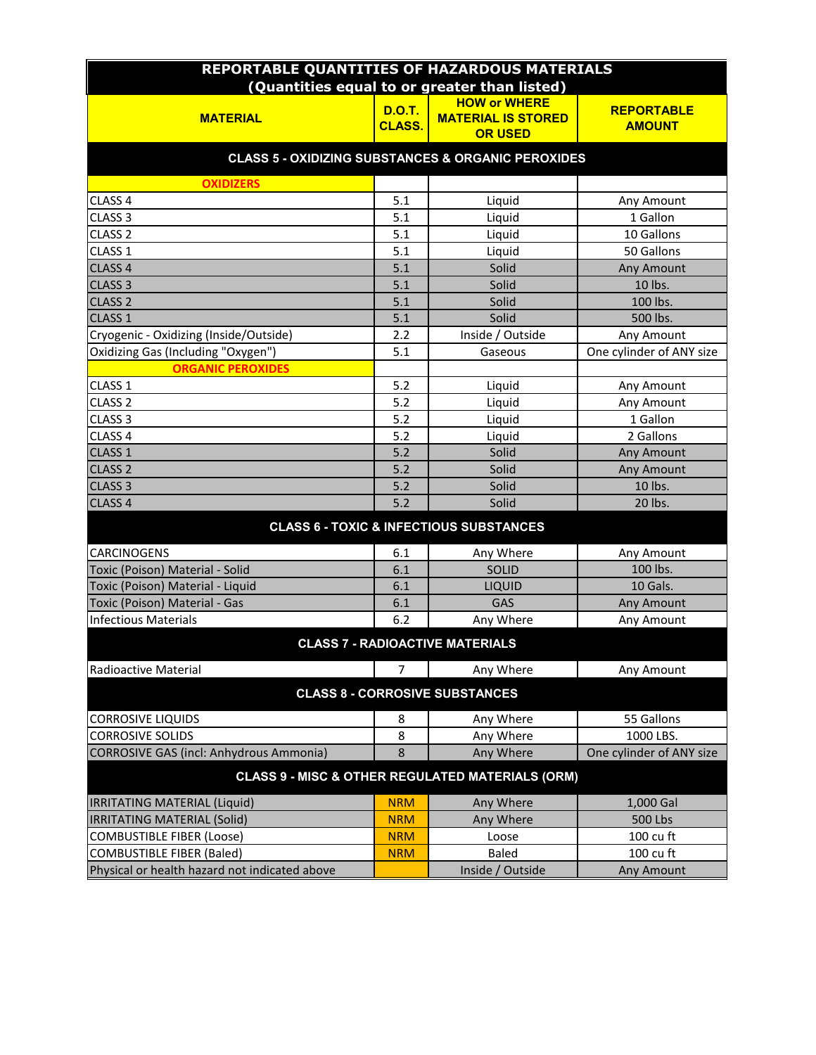| REPORTABLE QUANTITIES OF HAZARDOUS MATERIALS (Quantities equal to or greater than listed) | | | |
|---|---|---|---|
| **MATERIAL** | **D.O.T. CLASS.** | **HOW or WHERE MATERIAL IS STORED OR USED** | **REPORTABLE AMOUNT** |
| **CLASS 5 - OXIDIZING SUBSTANCES & ORGANIC PEROXIDES** | | | |
| **OXIDIZERS** | | | |
| CLASS 4 | 5.1 | Liquid | Any Amount |
| CLASS 3 | 5.1 | Liquid | 1 Gallon |
| CLASS 2 | 5.1 | Liquid | 10 Gallons |
| CLASS 1 | 5.1 | Liquid | 50 Gallons |
| CLASS 4 | 5.1 | Solid | Any Amount |
| CLASS 3 | 5.1 | Solid | 10 lbs. |
| CLASS 2 | 5.1 | Solid | 100 lbs. |
| CLASS 1 | 5.1 | Solid | 500 lbs. |
| Cryogenic - Oxidizing (Inside/Outside) | 2.2 | Inside / Outside | Any Amount |
| Oxidizing Gas (Including "Oxygen") | 5.1 | Gaseous | One cylinder of ANY size |
| **ORGANIC PEROXIDES** | | | |
| CLASS 1 | 5.2 | Liquid | Any Amount |
| CLASS 2 | 5.2 | Liquid | Any Amount |
| CLASS 3 | 5.2 | Liquid | 1 Gallon |
| CLASS 4 | 5.2 | Liquid | 2 Gallons |
| CLASS 1 | 5.2 | Solid | Any Amount |
| CLASS 2 | 5.2 | Solid | Any Amount |
| CLASS 3 | 5.2 | Solid | 10 lbs. |
| CLASS 4 | 5.2 | Solid | 20 lbs. |
| **CLASS 6 - TOXIC & INFECTIOUS SUBSTANCES** | | | |
| CARCINOGENS | 6.1 | Any Where | Any Amount |
| Toxic (Poison) Material - Solid | 6.1 | SOLID | 100 lbs. |
| Toxic (Poison) Material - Liquid | 6.1 | LIQUID | 10 Gals. |
| Toxic (Poison) Material - Gas | 6.1 | GAS | Any Amount |
| Infectious Materials | 6.2 | Any Where | Any Amount |
| **CLASS 7 - RADIOACTIVE MATERIALS** | | | |
| Radioactive Material | 7 | Any Where | Any Amount |
| **CLASS 8 - CORROSIVE SUBSTANCES** | | | |
| CORROSIVE LIQUIDS | 8 | Any Where | 55 Gallons |
| CORROSIVE SOLIDS | 8 | Any Where | 1000 LBS. |
| CORROSIVE GAS (incl: Anhydrous Ammonia) | 8 | Any Where | One cylinder of ANY size |
| **CLASS 9 - MISC & OTHER REGULATED MATERIALS (ORM)** | | | |
| IRRITATING MATERIAL (Liquid) | NRM | Any Where | 1,000 Gal |
| IRRITATING MATERIAL (Solid) | NRM | Any Where | 500 Lbs |
| COMBUSTIBLE FIBER (Loose) | NRM | Loose | 100 cu ft |
| COMBUSTIBLE FIBER (Baled) | NRM | Baled | 100 cu ft |
| Physical or health hazard not indicated above | | Inside / Outside | Any Amount |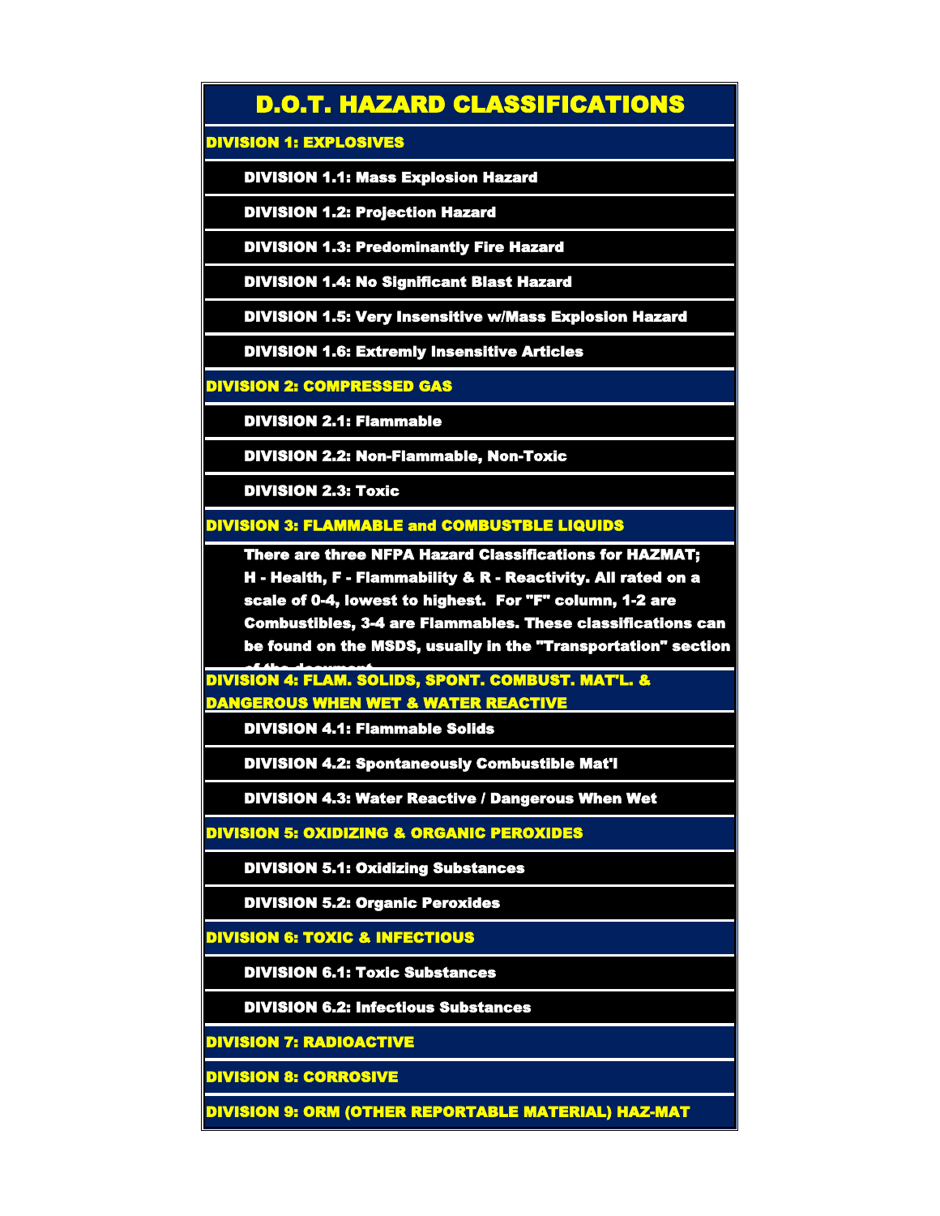# D.O.T. HAZARD CLASSIFICATIONS

## DIVISION 1: EXPLOSIVES

- **DIVISION 1.1: Mass Explosion Hazard**
- **DIVISION 1.2: Projection Hazard**
- **DIVISION 1.3: Predominantly Fire Hazard**
- **DIVISION 1.4: No Significant Blast Hazard**
- **DIVISION 1.5: Very Insensitive w/Mass Explosion Hazard**
- **DIVISION 1.6: Extremly Insensitive Articles**

## DIVISION 2: COMPRESSED GAS

- **DIVISION 2.1: Flammable**
- **DIVISION 2.2: Non-Flammable, Non-Toxic**
- **DIVISION 2.3: Toxic**

## DIVISION 3: FLAMMABLE and COMBUSTBLE LIQUIDS

**There are three NFPA Hazard Classifications for HAZMAT; H - Health, F - Flammability & R - Reactivity. All rated on a scale of 0-4, lowest to highest. For "F" column, 1-2 are Combustibles, 3-4 are Flammables. These classifications can be found on the MSDS, usually in the "Transportation" section of the document**

## DIVISION 4: FLAM. SOLIDS, SPONT. COMBUST. MAT'L. & DANGEROUS WHEN WET & WATER REACTIVE

- **DIVISION 4.1: Flammable Solids**
- **DIVISION 4.2: Spontaneously Combustible Mat'l**
- **DIVISION 4.3: Water Reactive / Dangerous When Wet**

## DIVISION 5: OXIDIZING & ORGANIC PEROXIDES

- **DIVISION 5.1: Oxidizing Substances**
- **DIVISION 5.2: Organic Peroxides**

## DIVISION 6: TOXIC & INFECTIOUS

- **DIVISION 6.1: Toxic Substances**
- **DIVISION 6.2: Infectious Substances**

## DIVISION 7: RADIOACTIVE

## DIVISION 8: CORROSIVE

## DIVISION 9: ORM (OTHER REPORTABLE MATERIAL) HAZ-MAT